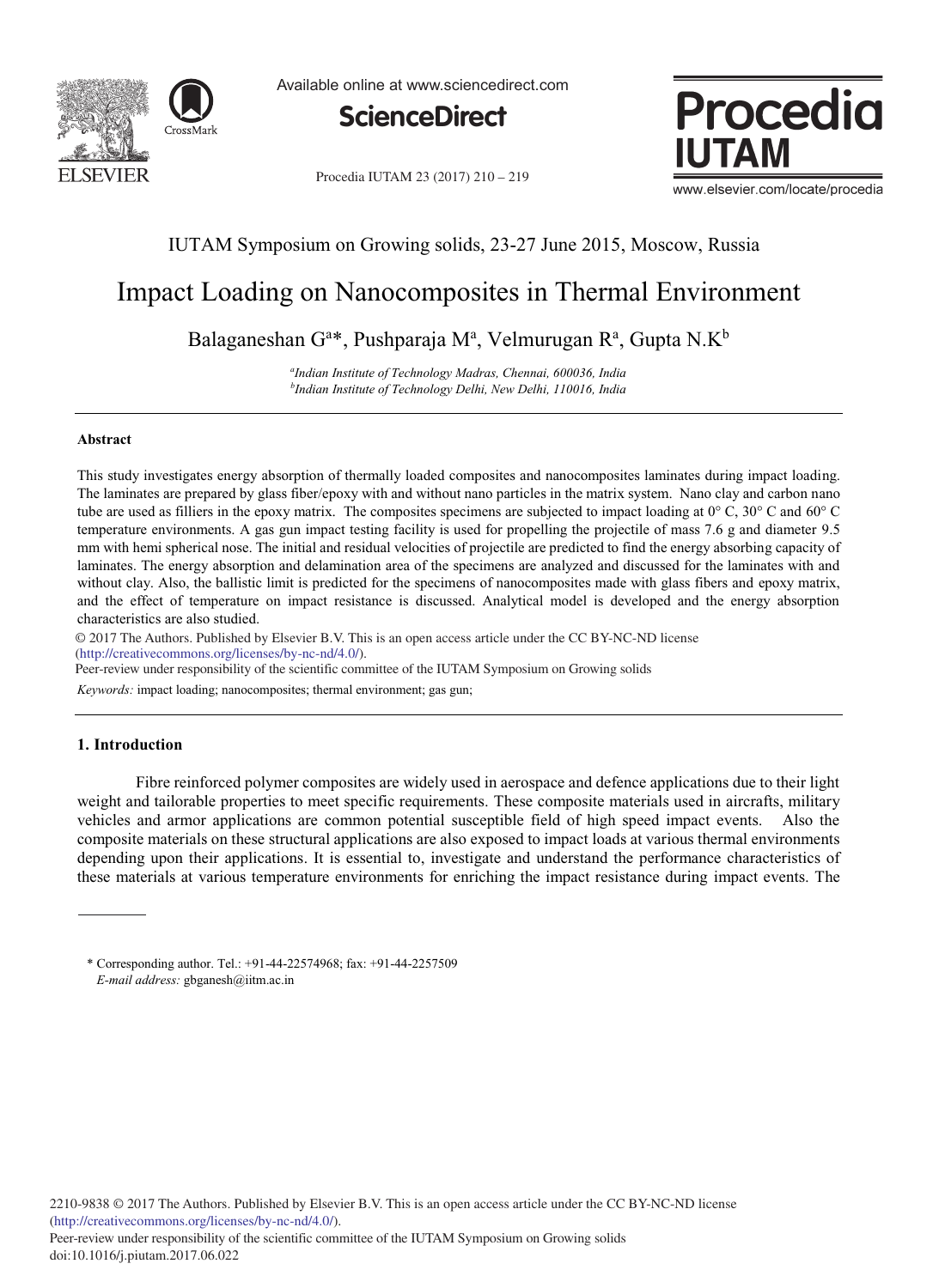IUTAM Symposium on Growing solids, 23-27 June 2015, Moscow, Russia

# Impact Loading on Nanocomposites in Thermal Environment

Balaganeshan G[a]*, Pushparaja M[a], Velmurugan R[a], Gupta N.K[b]

[a]*Indian Institute of Technology Madras, Chennai, 600036, India*
[b]*Indian Institute of Technology Delhi, New Delhi, 110016, India*

---

### Abstract

This study investigates energy absorption of thermally loaded composites and nanocomposites laminates during impact loading. The laminates are prepared by glass fiber/epoxy with and without nano particles in the matrix system. Nano clay and carbon nano tube are used as filliers in the epoxy matrix. The composites specimens are subjected to impact loading at 0° C, 30° C and 60° C temperature environments. A gas gun impact testing facility is used for propelling the projectile of mass 7.6 g and diameter 9.5 mm with hemi spherical nose. The initial and residual velocities of projectile are predicted to find the energy absorbing capacity of laminates. The energy absorption and delamination area of the specimens are analyzed and discussed for the laminates with and without clay. Also, the ballistic limit is predicted for the specimens of nanocomposites made with glass fibers and epoxy matrix, and the effect of temperature on impact resistance is discussed. Analytical model is developed and the energy absorption characteristics are also studied.

© 2017 The Authors. Published by Elsevier B.V. This is an open access article under the CC BY-NC-ND license (http://creativecommons.org/licenses/by-nc-nd/4.0/).
Peer-review under responsibility of the scientific committee of the IUTAM Symposium on Growing solids

*Keywords:* impact loading; nanocomposites; thermal environment; gas gun;

---

## 1. Introduction

Fibre reinforced polymer composites are widely used in aerospace and defence applications due to their light weight and tailorable properties to meet specific requirements. These composite materials used in aircrafts, military vehicles and armor applications are common potential susceptible field of high speed impact events. Also the composite materials on these structural applications are also exposed to impact loads at various thermal environments depending upon their applications. It is essential to, investigate and understand the performance characteristics of these materials at various temperature environments for enriching the impact resistance during impact events. The

---

\* Corresponding author. Tel.: +91-44-22574968; fax: +91-44-2257509
*E-mail address:* gbganesh@iitm.ac.in

2210-9838 © 2017 The Authors. Published by Elsevier B.V. This is an open access article under the CC BY-NC-ND license (http://creativecommons.org/licenses/by-nc-nd/4.0/).
Peer-review under responsibility of the scientific committee of the IUTAM Symposium on Growing solids
doi:10.1016/j.piutam.2017.06.022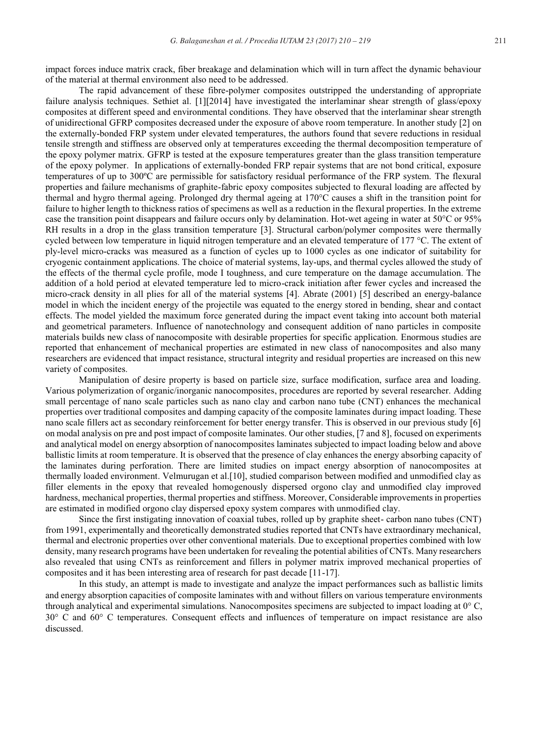impact forces induce matrix crack, fiber breakage and delamination which will in turn affect the dynamic behaviour of the material at thermal environment also need to be addressed.

The rapid advancement of these fibre-polymer composites outstripped the understanding of appropriate failure analysis techniques. Sethiet al. [1][2014] have investigated the interlaminar shear strength of glass/epoxy composites at different speed and environmental conditions. They have observed that the interlaminar shear strength of unidirectional GFRP composites decreased under the exposure of above room temperature. In another study [2] on the externally-bonded FRP system under elevated temperatures, the authors found that severe reductions in residual tensile strength and stiffness are observed only at temperatures exceeding the thermal decomposition temperature of the epoxy polymer matrix. GFRP is tested at the exposure temperatures greater than the glass transition temperature of the epoxy polymer. In applications of externally-bonded FRP repair systems that are not bond critical, exposure temperatures of up to 300ºC are permissible for satisfactory residual performance of the FRP system. The flexural properties and failure mechanisms of graphite-fabric epoxy composites subjected to flexural loading are affected by thermal and hygro thermal ageing. Prolonged dry thermal ageing at 170°C causes a shift in the transition point for failure to higher length to thickness ratios of specimens as well as a reduction in the flexural properties. In the extreme case the transition point disappears and failure occurs only by delamination. Hot-wet ageing in water at 50°C or 95% RH results in a drop in the glass transition temperature [3]. Structural carbon/polymer composites were thermally cycled between low temperature in liquid nitrogen temperature and an elevated temperature of 177 °C. The extent of ply-level micro-cracks was measured as a function of cycles up to 1000 cycles as one indicator of suitability for cryogenic containment applications. The choice of material systems, lay-ups, and thermal cycles allowed the study of the effects of the thermal cycle profile, mode I toughness, and cure temperature on the damage accumulation. The addition of a hold period at elevated temperature led to micro-crack initiation after fewer cycles and increased the micro-crack density in all plies for all of the material systems [4]. Abrate (2001) [5] described an energy-balance model in which the incident energy of the projectile was equated to the energy stored in bending, shear and contact effects. The model yielded the maximum force generated during the impact event taking into account both material and geometrical parameters. Influence of nanotechnology and consequent addition of nano particles in composite materials builds new class of nanocomposite with desirable properties for specific application. Enormous studies are reported that enhancement of mechanical properties are estimated in new class of nanocomposites and also many researchers are evidenced that impact resistance, structural integrity and residual properties are increased on this new variety of composites.

Manipulation of desire property is based on particle size, surface modification, surface area and loading. Various polymerization of organic/inorganic nanocomposites, procedures are reported by several researcher. Adding small percentage of nano scale particles such as nano clay and carbon nano tube (CNT) enhances the mechanical properties over traditional composites and damping capacity of the composite laminates during impact loading. These nano scale fillers act as secondary reinforcement for better energy transfer. This is observed in our previous study [6] on modal analysis on pre and post impact of composite laminates. Our other studies, [7 and 8], focused on experiments and analytical model on energy absorption of nanocomposites laminates subjected to impact loading below and above ballistic limits at room temperature. It is observed that the presence of clay enhances the energy absorbing capacity of the laminates during perforation. There are limited studies on impact energy absorption of nanocomposites at thermally loaded environment. Velmurugan et al.[10], studied comparison between modified and unmodified clay as filler elements in the epoxy that revealed homogenously dispersed orgono clay and unmodified clay improved hardness, mechanical properties, thermal properties and stiffness. Moreover, Considerable improvements in properties are estimated in modified orgono clay dispersed epoxy system compares with unmodified clay.

Since the first instigating innovation of coaxial tubes, rolled up by graphite sheet- carbon nano tubes (CNT) from 1991, experimentally and theoretically demonstrated studies reported that CNTs have extraordinary mechanical, thermal and electronic properties over other conventional materials. Due to exceptional properties combined with low density, many research programs have been undertaken for revealing the potential abilities of CNTs. Many researchers also revealed that using CNTs as reinforcement and fillers in polymer matrix improved mechanical properties of composites and it has been interesting area of research for past decade [11-17].

In this study, an attempt is made to investigate and analyze the impact performances such as ballistic limits and energy absorption capacities of composite laminates with and without fillers on various temperature environments through analytical and experimental simulations. Nanocomposites specimens are subjected to impact loading at 0° C, 30° C and 60° C temperatures. Consequent effects and influences of temperature on impact resistance are also discussed.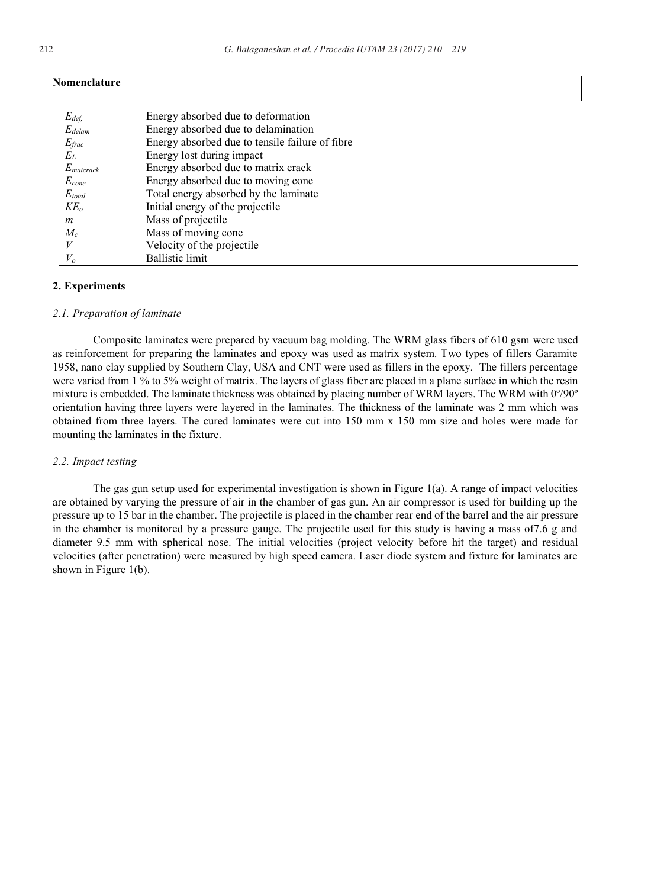**Nomenclature**

| | |
|---|---|
| $E_{def,}$ | Energy absorbed due to deformation |
| $E_{delam}$ | Energy absorbed due to delamination |
| $E_{frac}$ | Energy absorbed due to tensile failure of fibre |
| $E_L$ | Energy lost during impact |
| $E_{matcrack}$ | Energy absorbed due to matrix crack |
| $E_{cone}$ | Energy absorbed due to moving cone |
| $E_{total}$ | Total energy absorbed by the laminate |
| $KE_o$ | Initial energy of the projectile |
| $m$ | Mass of projectile |
| $M_c$ | Mass of moving cone |
| $V$ | Velocity of the projectile |
| $V_o$ | Ballistic limit |

## 2. Experiments

### *2.1. Preparation of laminate*

Composite laminates were prepared by vacuum bag molding. The WRM glass fibers of 610 gsm were used as reinforcement for preparing the laminates and epoxy was used as matrix system. Two types of fillers Garamite 1958, nano clay supplied by Southern Clay, USA and CNT were used as fillers in the epoxy. The fillers percentage were varied from 1 % to 5% weight of matrix. The layers of glass fiber are placed in a plane surface in which the resin mixture is embedded. The laminate thickness was obtained by placing number of WRM layers. The WRM with 0º/90º orientation having three layers were layered in the laminates. The thickness of the laminate was 2 mm which was obtained from three layers. The cured laminates were cut into 150 mm x 150 mm size and holes were made for mounting the laminates in the fixture.

### *2.2. Impact testing*

The gas gun setup used for experimental investigation is shown in Figure 1(a). A range of impact velocities are obtained by varying the pressure of air in the chamber of gas gun. An air compressor is used for building up the pressure up to 15 bar in the chamber. The projectile is placed in the chamber rear end of the barrel and the air pressure in the chamber is monitored by a pressure gauge. The projectile used for this study is having a mass of7.6 g and diameter 9.5 mm with spherical nose. The initial velocities (project velocity before hit the target) and residual velocities (after penetration) were measured by high speed camera. Laser diode system and fixture for laminates are shown in Figure 1(b).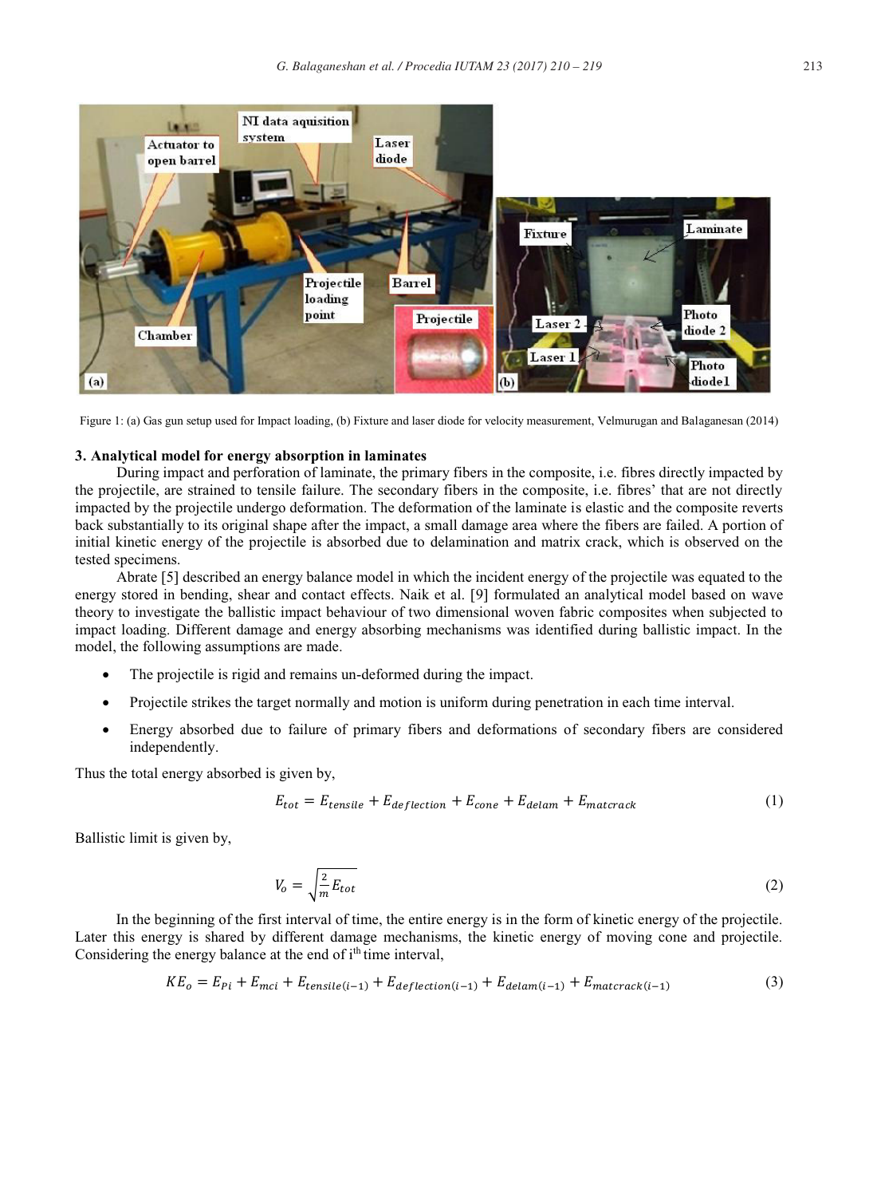Figure 1: (a) Gas gun setup used for Impact loading, (b) Fixture and laser diode for velocity measurement, Velmurugan and Balaganesan (2014)

### 3. Analytical model for energy absorption in laminates

During impact and perforation of laminate, the primary fibers in the composite, i.e. fibres directly impacted by the projectile, are strained to tensile failure. The secondary fibers in the composite, i.e. fibres' that are not directly impacted by the projectile undergo deformation. The deformation of the laminate is elastic and the composite reverts back substantially to its original shape after the impact, a small damage area where the fibers are failed. A portion of initial kinetic energy of the projectile is absorbed due to delamination and matrix crack, which is observed on the tested specimens.

Abrate [5] described an energy balance model in which the incident energy of the projectile was equated to the energy stored in bending, shear and contact effects. Naik et al. [9] formulated an analytical model based on wave theory to investigate the ballistic impact behaviour of two dimensional woven fabric composites when subjected to impact loading. Different damage and energy absorbing mechanisms was identified during ballistic impact. In the model, the following assumptions are made.

- The projectile is rigid and remains un-deformed during the impact.
- Projectile strikes the target normally and motion is uniform during penetration in each time interval.
- Energy absorbed due to failure of primary fibers and deformations of secondary fibers are considered independently.

Thus the total energy absorbed is given by,

$$E_{tot} = E_{tensile} + E_{deflection} + E_{cone} + E_{delam} + E_{matcrack} \tag{1}$$

Ballistic limit is given by,

$$V_o = \sqrt{\frac{2}{m} E_{tot}} \tag{2}$$

In the beginning of the first interval of time, the entire energy is in the form of kinetic energy of the projectile. Later this energy is shared by different damage mechanisms, the kinetic energy of moving cone and projectile. Considering the energy balance at the end of i$^{th}$ time interval,

$$KE_o = E_{Pi} + E_{mci} + E_{tensile(i-1)} + E_{deflection(i-1)} + E_{delam(i-1)} + E_{matcrack(i-1)} \tag{3}$$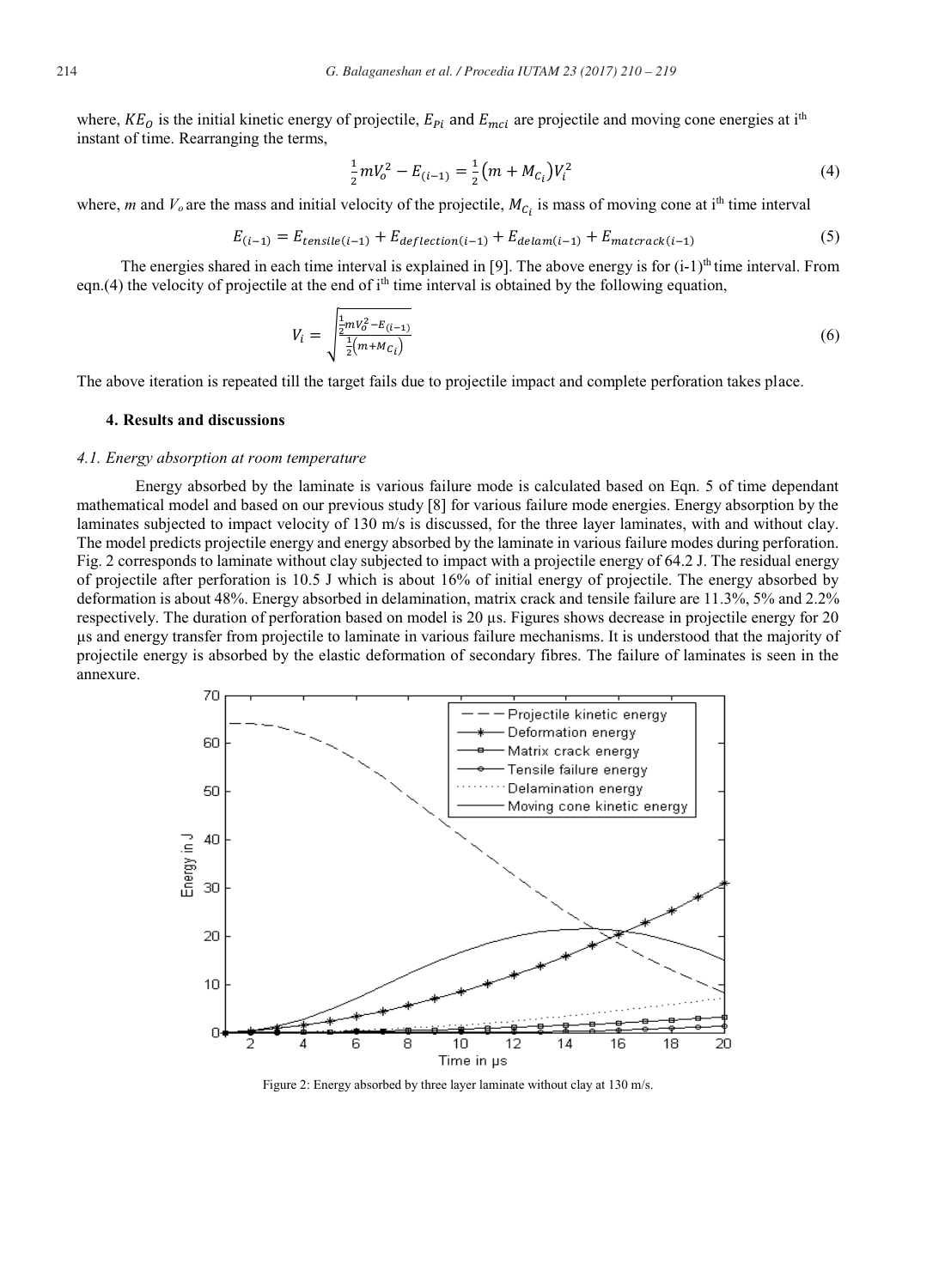where, $KE_O$ is the initial kinetic energy of projectile, $E_{Pi}$ and $E_{mci}$ are projectile and moving cone energies at i[th] instant of time. Rearranging the terms,

$$\frac{1}{2}mV_o^2 - E_{(i-1)} = \frac{1}{2}\left(m + M_{C_i}\right)V_i^2 \tag{4}$$

where, *m* and $V_o$ are the mass and initial velocity of the projectile, $M_{C_i}$ is mass of moving cone at i[th] time interval

$$E_{(i-1)} = E_{tensile(i-1)} + E_{deflection(i-1)} + E_{delam(i-1)} + E_{matcrack(i-1)} \tag{5}$$

The energies shared in each time interval is explained in [9]. The above energy is for (i-1)[th] time interval. From eqn.(4) the velocity of projectile at the end of i[th] time interval is obtained by the following equation,

$$V_i = \sqrt{\frac{\frac{1}{2}mV_o^2 - E_{(i-1)}}{\frac{1}{2}\left(m + M_{C_i}\right)}} \tag{6}$$

The above iteration is repeated till the target fails due to projectile impact and complete perforation takes place.

### 4. Results and discussions

#### *4.1. Energy absorption at room temperature*

Energy absorbed by the laminate is various failure mode is calculated based on Eqn. 5 of time dependant mathematical model and based on our previous study [8] for various failure mode energies. Energy absorption by the laminates subjected to impact velocity of 130 m/s is discussed, for the three layer laminates, with and without clay. The model predicts projectile energy and energy absorbed by the laminate in various failure modes during perforation. Fig. 2 corresponds to laminate without clay subjected to impact with a projectile energy of 64.2 J. The residual energy of projectile after perforation is 10.5 J which is about 16% of initial energy of projectile. The energy absorbed by deformation is about 48%. Energy absorbed in delamination, matrix crack and tensile failure are 11.3%, 5% and 2.2% respectively. The duration of perforation based on model is 20 μs. Figures shows decrease in projectile energy for 20 μs and energy transfer from projectile to laminate in various failure mechanisms. It is understood that the majority of projectile energy is absorbed by the elastic deformation of secondary fibres. The failure of laminates is seen in the annexure.

Figure 2: Energy absorbed by three layer laminate without clay at 130 m/s.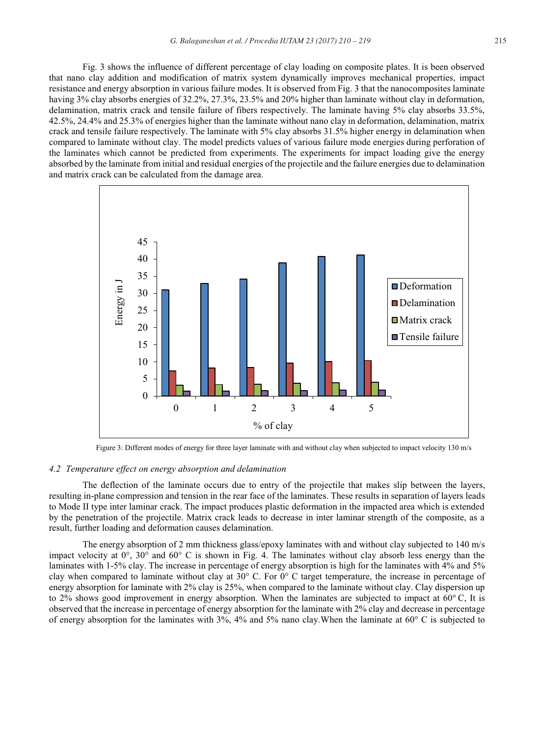Fig. 3 shows the influence of different percentage of clay loading on composite plates. It is been observed that nano clay addition and modification of matrix system dynamically improves mechanical properties, impact resistance and energy absorption in various failure modes. It is observed from Fig. 3 that the nanocomposites laminate having 3% clay absorbs energies of 32.2%, 27.3%, 23.5% and 20% higher than laminate without clay in deformation, delamination, matrix crack and tensile failure of fibers respectively. The laminate having 5% clay absorbs 33.5%, 42.5%, 24.4% and 25.3% of energies higher than the laminate without nano clay in deformation, delamination, matrix crack and tensile failure respectively. The laminate with 5% clay absorbs 31.5% higher energy in delamination when compared to laminate without clay. The model predicts values of various failure mode energies during perforation of the laminates which cannot be predicted from experiments. The experiments for impact loading give the energy absorbed by the laminate from initial and residual energies of the projectile and the failure energies due to delamination and matrix crack can be calculated from the damage area.

Figure 3: Different modes of energy for three layer laminate with and without clay when subjected to impact velocity 130 m/s

### *4.2 Temperature effect on energy absorption and delamination*

The deflection of the laminate occurs due to entry of the projectile that makes slip between the layers, resulting in-plane compression and tension in the rear face of the laminates. These results in separation of layers leads to Mode II type inter laminar crack. The impact produces plastic deformation in the impacted area which is extended by the penetration of the projectile. Matrix crack leads to decrease in inter laminar strength of the composite, as a result, further loading and deformation causes delamination.

The energy absorption of 2 mm thickness glass/epoxy laminates with and without clay subjected to 140 m/s impact velocity at 0°, 30° and 60° C is shown in Fig. 4. The laminates without clay absorb less energy than the laminates with 1-5% clay. The increase in percentage of energy absorption is high for the laminates with 4% and 5% clay when compared to laminate without clay at 30° C. For 0° C target temperature, the increase in percentage of energy absorption for laminate with 2% clay is 25%, when compared to the laminate without clay. Clay dispersion up to 2% shows good improvement in energy absorption. When the laminates are subjected to impact at 60° C, It is observed that the increase in percentage of energy absorption for the laminate with 2% clay and decrease in percentage of energy absorption for the laminates with 3%, 4% and 5% nano clay. When the laminate at 60° C is subjected to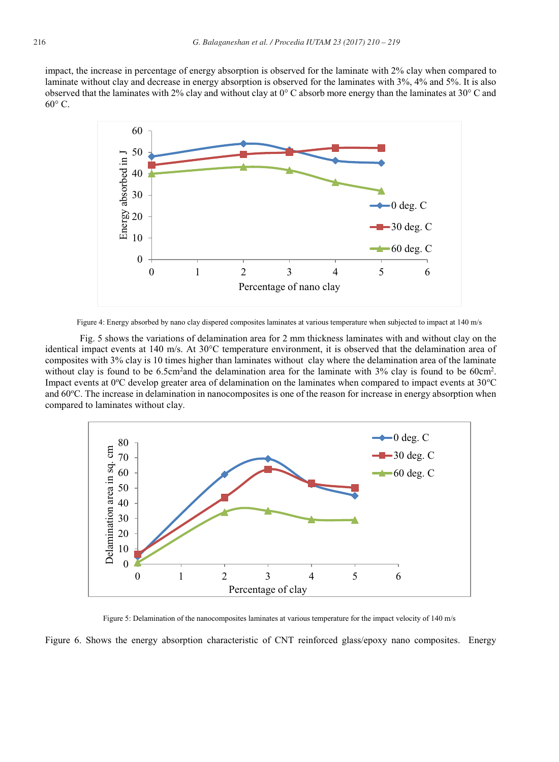impact, the increase in percentage of energy absorption is observed for the laminate with 2% clay when compared to laminate without clay and decrease in energy absorption is observed for the laminates with 3%, 4% and 5%. It is also observed that the laminates with 2% clay and without clay at 0° C absorb more energy than the laminates at 30° C and 60° C.

Figure 4: Energy absorbed by nano clay dispered composites laminates at various temperature when subjected to impact at 140 m/s

Fig. 5 shows the variations of delamination area for 2 mm thickness laminates with and without clay on the identical impact events at 140 m/s. At 30°C temperature environment, it is observed that the delamination area of composites with 3% clay is 10 times higher than laminates without clay where the delamination area of the laminate without clay is found to be 6.5cm$^2$and the delamination area for the laminate with 3% clay is found to be 60cm$^2$. Impact events at 0°C develop greater area of delamination on the laminates when compared to impact events at 30°C and 60°C. The increase in delamination in nanocomposites is one of the reason for increase in energy absorption when compared to laminates without clay.

Figure 5: Delamination of the nanocomposites laminates at various temperature for the impact velocity of 140 m/s

Figure 6. Shows the energy absorption characteristic of CNT reinforced glass/epoxy nano composites. Energy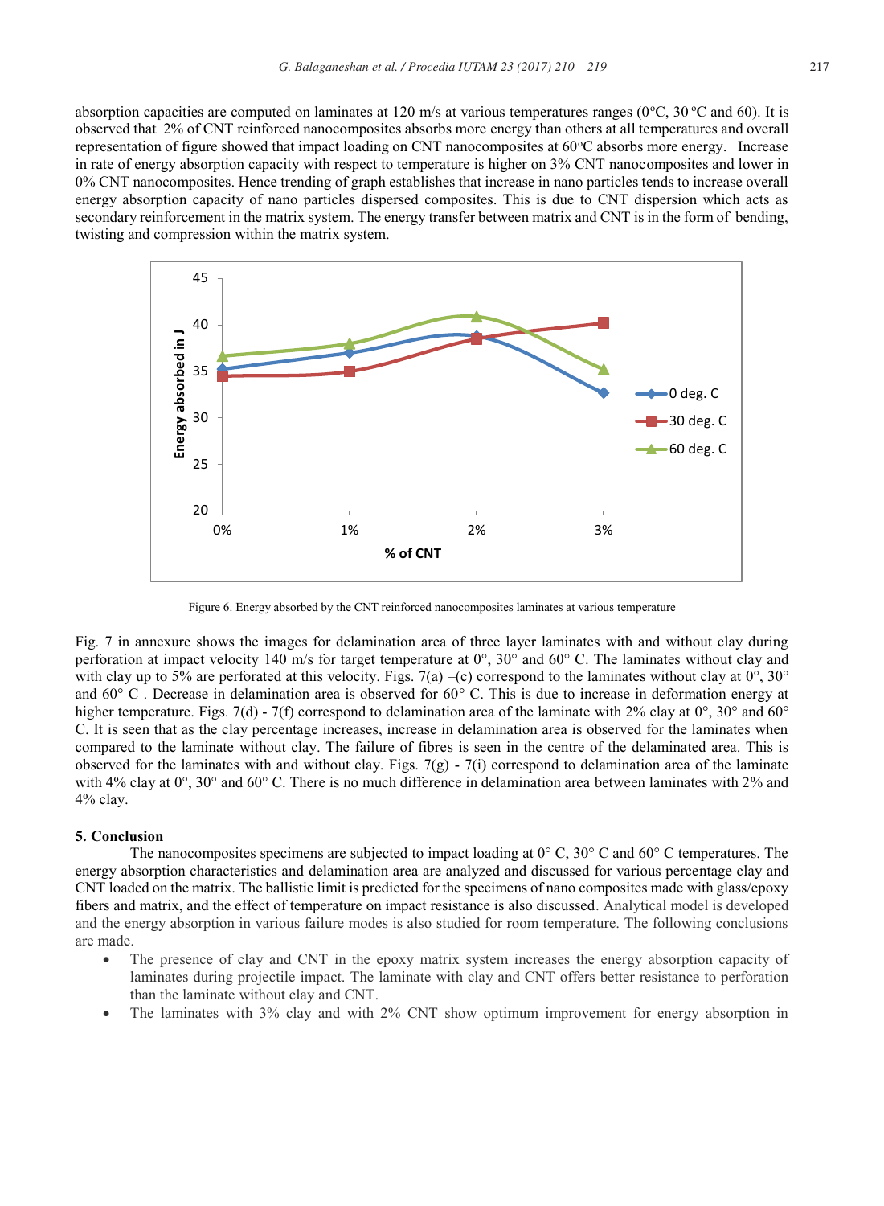absorption capacities are computed on laminates at 120 m/s at various temperatures ranges (0°C, 30 °C and 60). It is observed that 2% of CNT reinforced nanocomposites absorbs more energy than others at all temperatures and overall representation of figure showed that impact loading on CNT nanocomposites at 60°C absorbs more energy. Increase in rate of energy absorption capacity with respect to temperature is higher on 3% CNT nanocomposites and lower in 0% CNT nanocomposites. Hence trending of graph establishes that increase in nano particles tends to increase overall energy absorption capacity of nano particles dispersed composites. This is due to CNT dispersion which acts as secondary reinforcement in the matrix system. The energy transfer between matrix and CNT is in the form of bending, twisting and compression within the matrix system.

Figure 6. Energy absorbed by the CNT reinforced nanocomposites laminates at various temperature

Fig. 7 in annexure shows the images for delamination area of three layer laminates with and without clay during perforation at impact velocity 140 m/s for target temperature at 0°, 30° and 60° C. The laminates without clay and with clay up to 5% are perforated at this velocity. Figs. 7(a) –(c) correspond to the laminates without clay at 0°, 30° and 60° C . Decrease in delamination area is observed for 60° C. This is due to increase in deformation energy at higher temperature. Figs. 7(d) - 7(f) correspond to delamination area of the laminate with 2% clay at 0°, 30° and 60° C. It is seen that as the clay percentage increases, increase in delamination area is observed for the laminates when compared to the laminate without clay. The failure of fibres is seen in the centre of the delaminated area. This is observed for the laminates with and without clay. Figs. 7(g) - 7(i) correspond to delamination area of the laminate with 4% clay at 0°, 30° and 60° C. There is no much difference in delamination area between laminates with 2% and 4% clay.

## 5. Conclusion

The nanocomposites specimens are subjected to impact loading at 0° C, 30° C and 60° C temperatures. The energy absorption characteristics and delamination area are analyzed and discussed for various percentage clay and CNT loaded on the matrix. The ballistic limit is predicted for the specimens of nano composites made with glass/epoxy fibers and matrix, and the effect of temperature on impact resistance is also discussed. Analytical model is developed and the energy absorption in various failure modes is also studied for room temperature. The following conclusions are made.

- The presence of clay and CNT in the epoxy matrix system increases the energy absorption capacity of laminates during projectile impact. The laminate with clay and CNT offers better resistance to perforation than the laminate without clay and CNT.
- The laminates with 3% clay and with 2% CNT show optimum improvement for energy absorption in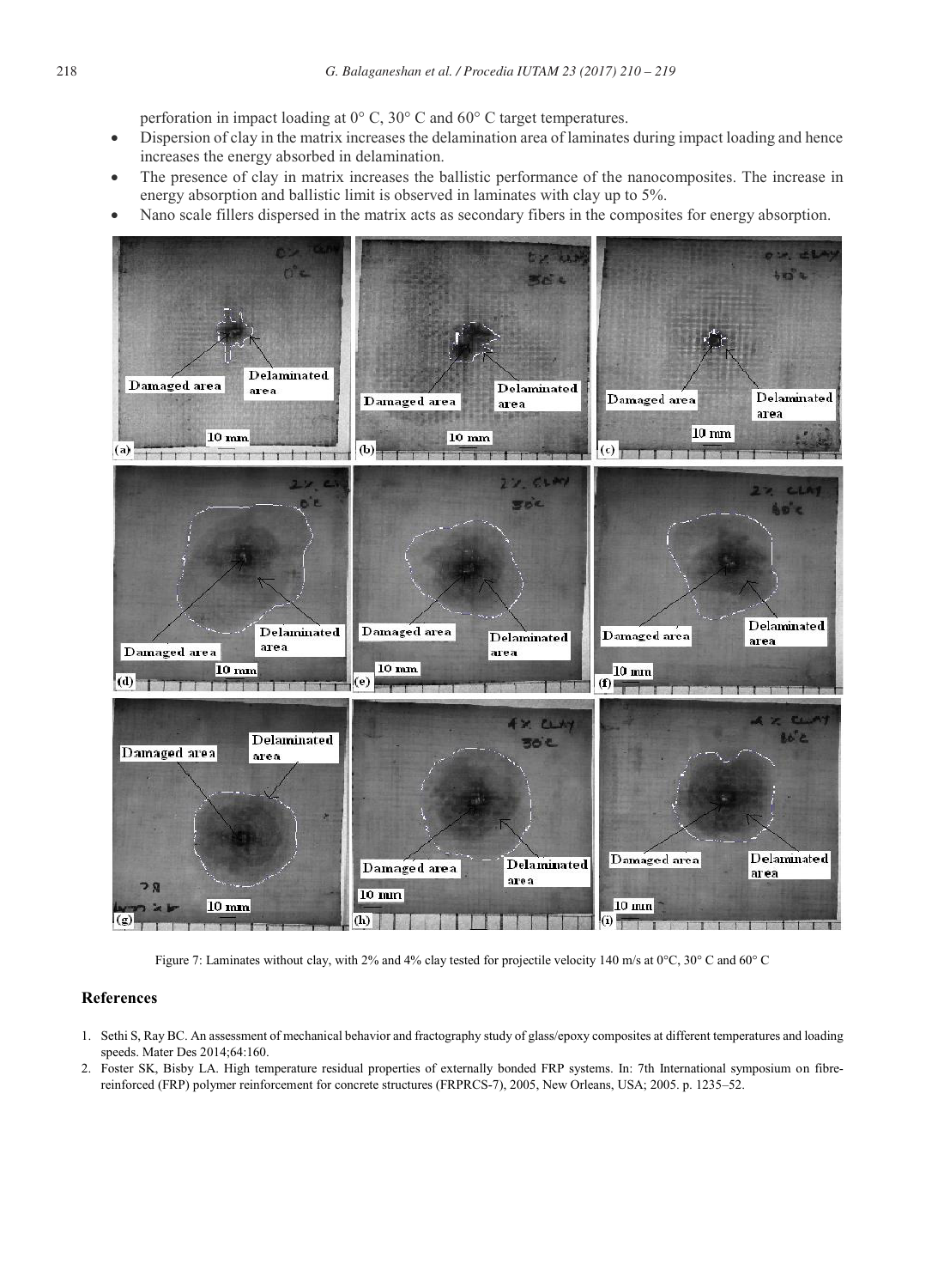perforation in impact loading at 0° C, 30° C and 60° C target temperatures.

- Dispersion of clay in the matrix increases the delamination area of laminates during impact loading and hence increases the energy absorbed in delamination.
- The presence of clay in matrix increases the ballistic performance of the nanocomposites. The increase in energy absorption and ballistic limit is observed in laminates with clay up to 5%.
- Nano scale fillers dispersed in the matrix acts as secondary fibers in the composites for energy absorption.

Figure 7: Laminates without clay, with 2% and 4% clay tested for projectile velocity 140 m/s at 0°C, 30° C and 60° C

## References

1. Sethi S, Ray BC. An assessment of mechanical behavior and fractography study of glass/epoxy composites at different temperatures and loading speeds. Mater Des 2014;64:160.
2. Foster SK, Bisby LA. High temperature residual properties of externally bonded FRP systems. In: 7th International symposium on fibre-reinforced (FRP) polymer reinforcement for concrete structures (FRPRCS-7), 2005, New Orleans, USA; 2005. p. 1235–52.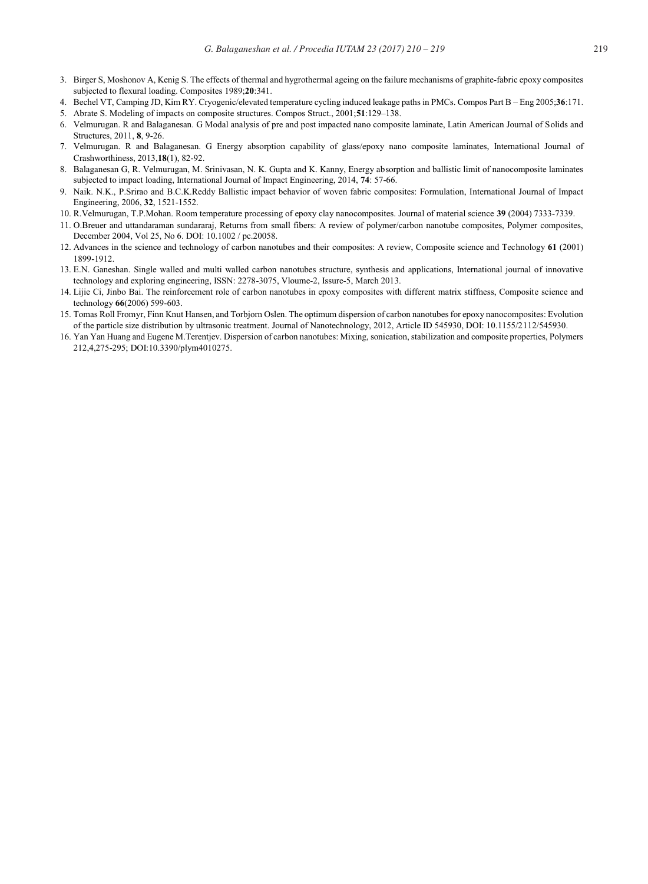3. Birger S, Moshonov A, Kenig S. The effects of thermal and hygrothermal ageing on the failure mechanisms of graphite-fabric epoxy composites subjected to flexural loading. Composites 1989;**20**:341.
4. Bechel VT, Camping JD, Kim RY. Cryogenic/elevated temperature cycling induced leakage paths in PMCs. Compos Part B – Eng 2005;**36**:171.
5. Abrate S. Modeling of impacts on composite structures. Compos Struct., 2001;**51**:129–138.
6. Velmurugan. R and Balaganesan. G Modal analysis of pre and post impacted nano composite laminate, Latin American Journal of Solids and Structures, 2011, **8**, 9-26.
7. Velmurugan. R and Balaganesan. G Energy absorption capability of glass/epoxy nano composite laminates, International Journal of Crashworthiness, 2013,**18**(1), 82-92.
8. Balaganesan G, R. Velmurugan, M. Srinivasan, N. K. Gupta and K. Kanny, Energy absorption and ballistic limit of nanocomposite laminates subjected to impact loading, International Journal of Impact Engineering, 2014, **74**: 57-66.
9. Naik. N.K., P.Srirao and B.C.K.Reddy Ballistic impact behavior of woven fabric composites: Formulation, International Journal of Impact Engineering, 2006, **32**, 1521-1552.
10. R.Velmurugan, T.P.Mohan. Room temperature processing of epoxy clay nanocomposites. Journal of material science **39** (2004) 7333-7339.
11. O.Breuer and uttandaraman sundararaj, Returns from small fibers: A review of polymer/carbon nanotube composites, Polymer composites, December 2004, Vol 25, No 6. DOI: 10.1002 / pc.20058.
12. Advances in the science and technology of carbon nanotubes and their composites: A review, Composite science and Technology **61** (2001) 1899-1912.
13. E.N. Ganeshan. Single walled and multi walled carbon nanotubes structure, synthesis and applications, International journal of innovative technology and exploring engineering, ISSN: 2278-3075, Vloume-2, Issure-5, March 2013.
14. Lijie Ci, Jinbo Bai. The reinforcement role of carbon nanotubes in epoxy composites with different matrix stiffness, Composite science and technology **66**(2006) 599-603.
15. Tomas Roll Fromyr, Finn Knut Hansen, and Torbjorn Oslen. The optimum dispersion of carbon nanotubes for epoxy nanocomposites: Evolution of the particle size distribution by ultrasonic treatment. Journal of Nanotechnology, 2012, Article ID 545930, DOI: 10.1155/2112/545930.
16. Yan Yan Huang and Eugene M.Terentjev. Dispersion of carbon nanotubes: Mixing, sonication, stabilization and composite properties, Polymers 212,4,275-295; DOI:10.3390/plym4010275.